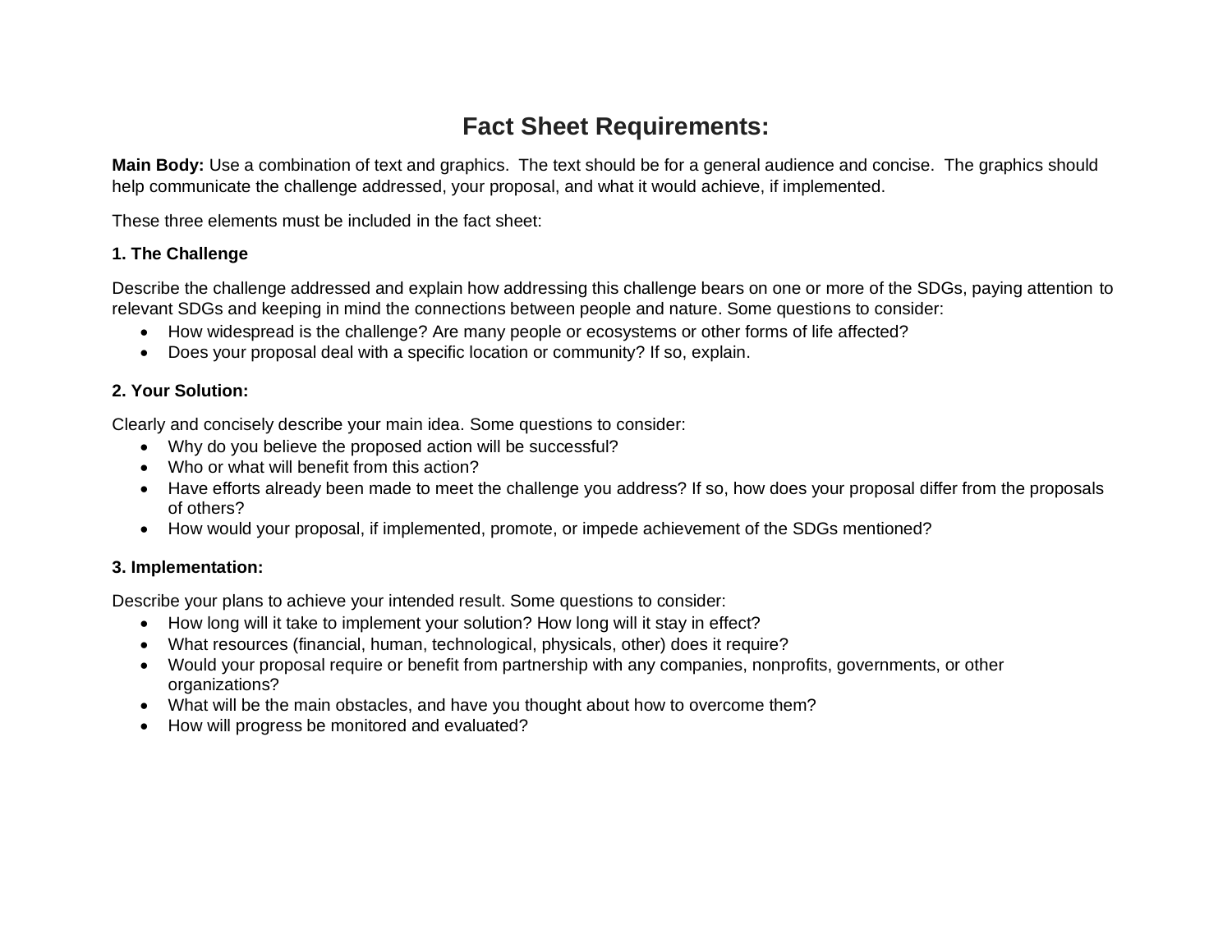# Fact Sheet Requirements:

**Main Body:** Use a combination of text and graphics. The text should be for a general audience and concise. The graphics should help communicate the challenge addressed, your proposal, and what it would achieve, if implemented.

These three elements must be included in the fact sheet:

**1. The Challenge**

Describe the challenge addressed and explain how addressing this challenge bears on one or more of the SDGs, paying attention to relevant SDGs and keeping in mind the connections between people and nature. Some questions to consider:

- How widespread is the challenge? Are many people or ecosystems or other forms of life affected?
- Does your proposal deal with a specific location or community? If so, explain.

**2. Your Solution:**

Clearly and concisely describe your main idea. Some questions to consider:

- Why do you believe the proposed action will be successful?
- Who or what will benefit from this action?
- Have efforts already been made to meet the challenge you address? If so, how does your proposal differ from the proposals of others?
- How would your proposal, if implemented, promote, or impede achievement of the SDGs mentioned?

**3. Implementation:**

Describe your plans to achieve your intended result. Some questions to consider:

- How long will it take to implement your solution? How long will it stay in effect?
- What resources (financial, human, technological, physicals, other) does it require?
- Would your proposal require or benefit from partnership with any companies, nonprofits, governments, or other organizations?
- What will be the main obstacles, and have you thought about how to overcome them?
- How will progress be monitored and evaluated?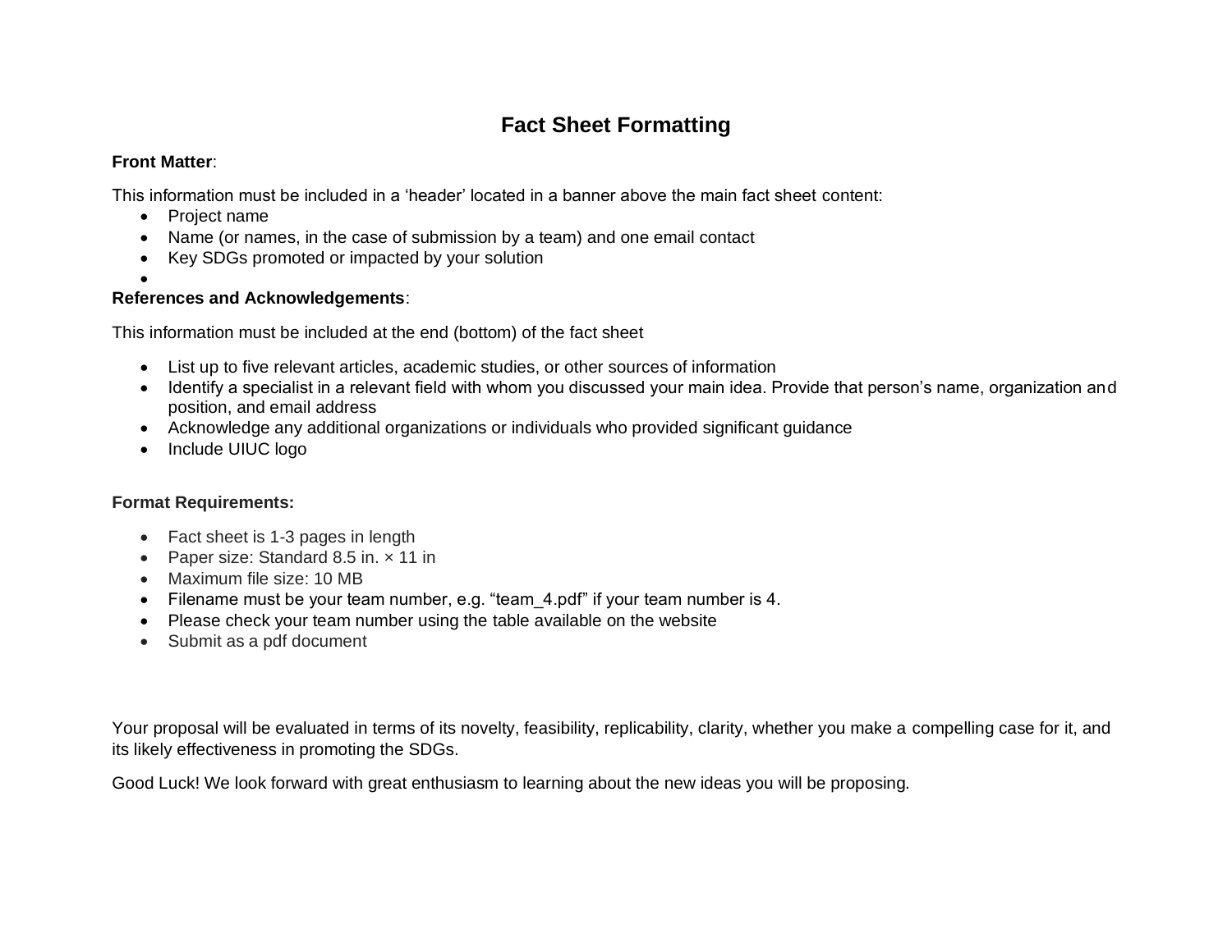# Fact Sheet Formatting

**Front Matter**:

This information must be included in a 'header' located in a banner above the main fact sheet content:

- Project name
- Name (or names, in the case of submission by a team) and one email contact
- Key SDGs promoted or impacted by your solution

**References and Acknowledgements**:

This information must be included at the end (bottom) of the fact sheet

- List up to five relevant articles, academic studies, or other sources of information
- Identify a specialist in a relevant field with whom you discussed your main idea. Provide that person's name, organization and position, and email address
- Acknowledge any additional organizations or individuals who provided significant guidance
- Include UIUC logo

**Format Requirements:**

- Fact sheet is 1-3 pages in length
- Paper size: Standard 8.5 in. × 11 in
- Maximum file size: 10 MB
- Filename must be your team number, e.g. "team_4.pdf" if your team number is 4.
- Please check your team number using the table available on the website
- Submit as a pdf document

Your proposal will be evaluated in terms of its novelty, feasibility, replicability, clarity, whether you make a compelling case for it, and its likely effectiveness in promoting the SDGs.

Good Luck! We look forward with great enthusiasm to learning about the new ideas you will be proposing.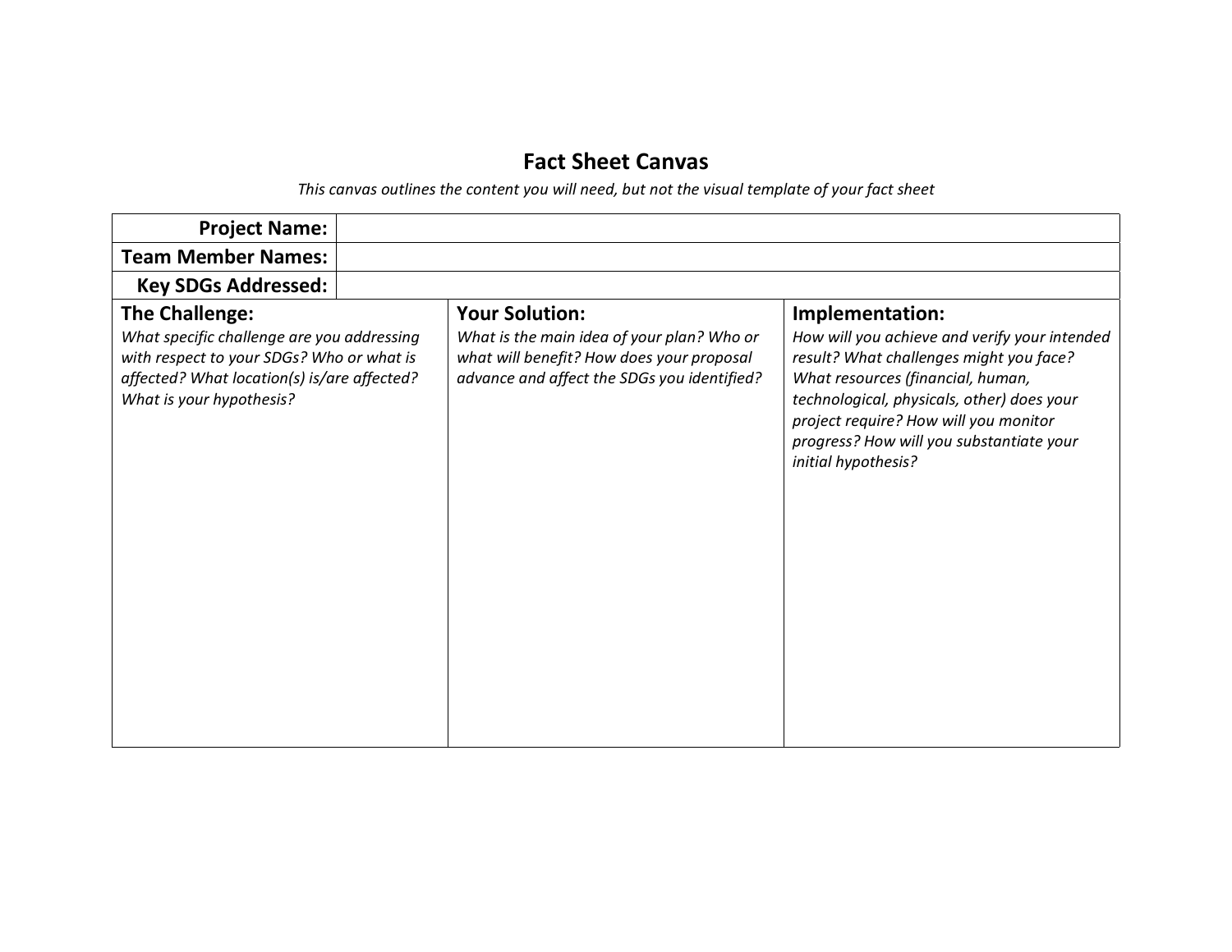## Fact Sheet Canvas

*This canvas outlines the content you will need, but not the visual template of your fact sheet*

| **Project Name:** | | |
|---|---|---|
| **Team Member Names:** | | |
| **Key SDGs Addressed:** | | |
| **The Challenge:** *What specific challenge are you addressing with respect to your SDGs? Who or what is affected? What location(s) is/are affected? What is your hypothesis?* | **Your Solution:** *What is the main idea of your plan? Who or what will benefit? How does your proposal advance and affect the SDGs you identified?* | **Implementation:** *How will you achieve and verify your intended result? What challenges might you face? What resources (financial, human, technological, physicals, other) does your project require? How will you monitor progress? How will you substantiate your initial hypothesis?* |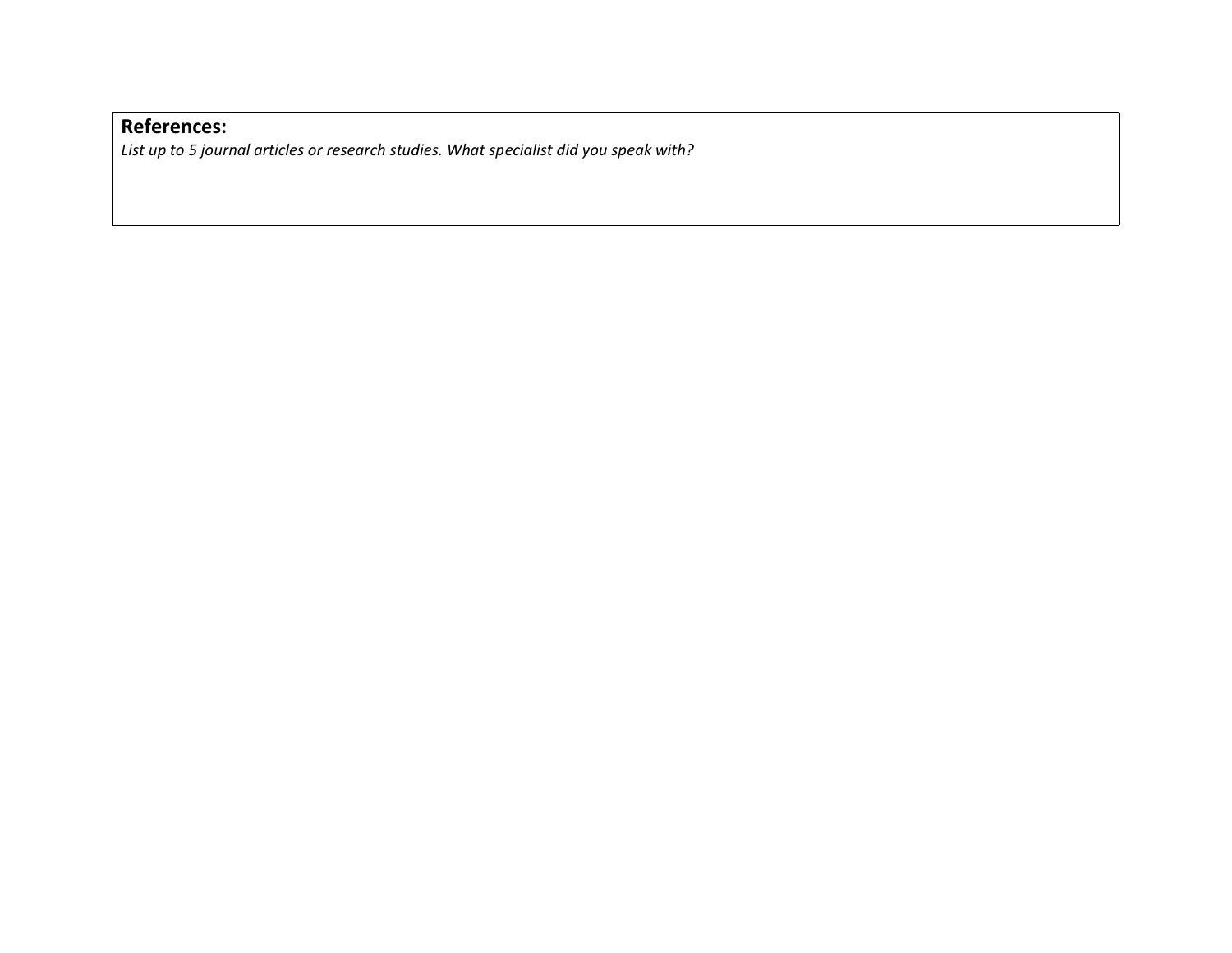**References:**

*List up to 5 journal articles or research studies. What specialist did you speak with?*